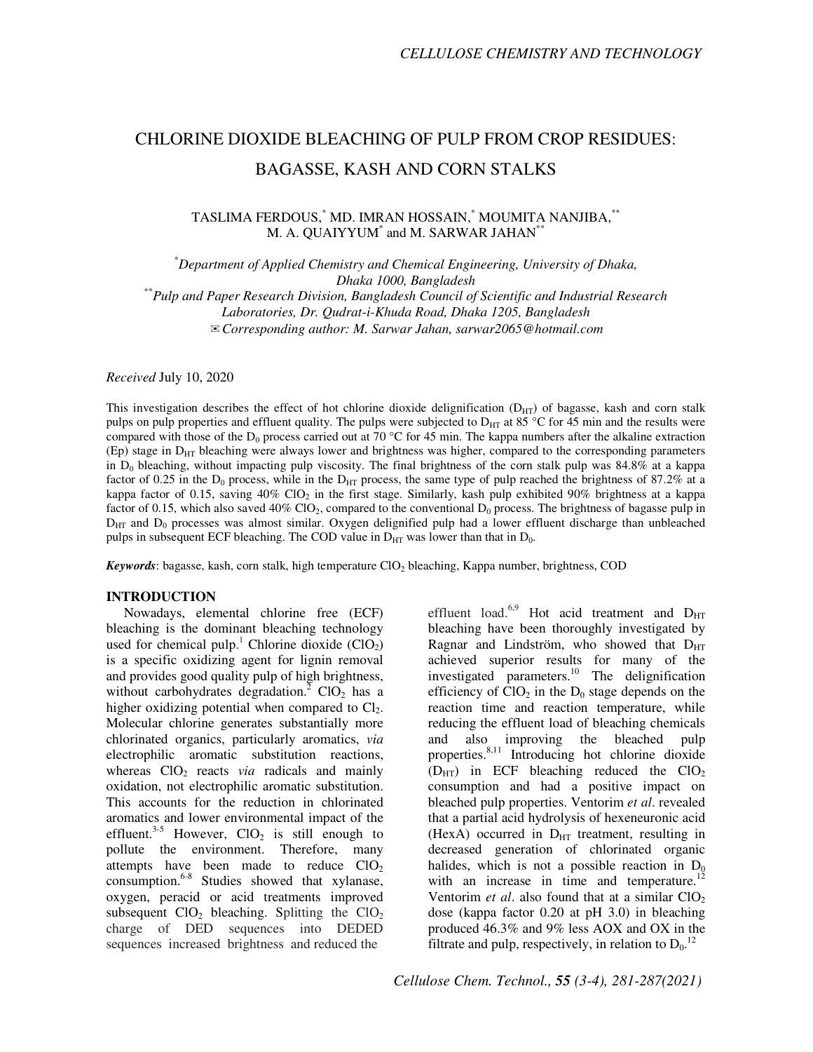# CHLORINE DIOXIDE BLEACHING OF PULP FROM CROP RESIDUES: BAGASSE, KASH AND CORN STALKS

TASLIMA FERDOUS,[*] MD. IMRAN HOSSAIN,[*] MOUMITA NANJIBA,[**] M. A. QUAIYYUM[*] and M. SARWAR JAHAN[**]

[*]*Department of Applied Chemistry and Chemical Engineering, University of Dhaka, Dhaka 1000, Bangladesh*
[**]*Pulp and Paper Research Division, Bangladesh Council of Scientific and Industrial Research Laboratories, Dr. Qudrat-i-Khuda Road, Dhaka 1205, Bangladesh*
✉ *Corresponding author: M. Sarwar Jahan, sarwar2065@hotmail.com*

*Received* July 10, 2020

This investigation describes the effect of hot chlorine dioxide delignification ($D_{HT}$) of bagasse, kash and corn stalk pulps on pulp properties and effluent quality. The pulps were subjected to $D_{HT}$ at 85 °C for 45 min and the results were compared with those of the $D_0$ process carried out at 70 °C for 45 min. The kappa numbers after the alkaline extraction (Ep) stage in $D_{HT}$ bleaching were always lower and brightness was higher, compared to the corresponding parameters in $D_0$ bleaching, without impacting pulp viscosity. The final brightness of the corn stalk pulp was 84.8% at a kappa factor of 0.25 in the $D_0$ process, while in the $D_{HT}$ process, the same type of pulp reached the brightness of 87.2% at a kappa factor of 0.15, saving 40% $ClO_2$ in the first stage. Similarly, kash pulp exhibited 90% brightness at a kappa factor of 0.15, which also saved 40% $ClO_2$, compared to the conventional $D_0$ process. The brightness of bagasse pulp in $D_{HT}$ and $D_0$ processes was almost similar. Oxygen delignified pulp had a lower effluent discharge than unbleached pulps in subsequent ECF bleaching. The COD value in $D_{HT}$ was lower than that in $D_0$.

***Keywords***: bagasse, kash, corn stalk, high temperature $ClO_2$ bleaching, Kappa number, brightness, COD

## INTRODUCTION

Nowadays, elemental chlorine free (ECF) bleaching is the dominant bleaching technology used for chemical pulp.[1] Chlorine dioxide ($ClO_2$) is a specific oxidizing agent for lignin removal and provides good quality pulp of high brightness, without carbohydrates degradation.[2] $ClO_2$ has a higher oxidizing potential when compared to $Cl_2$. Molecular chlorine generates substantially more chlorinated organics, particularly aromatics, *via* electrophilic aromatic substitution reactions, whereas $ClO_2$ reacts *via* radicals and mainly oxidation, not electrophilic aromatic substitution. This accounts for the reduction in chlorinated aromatics and lower environmental impact of the effluent.[3-5] However, $ClO_2$ is still enough to pollute the environment. Therefore, many attempts have been made to reduce $ClO_2$ consumption.[6-8] Studies showed that xylanase, oxygen, peracid or acid treatments improved subsequent $ClO_2$ bleaching. Splitting the $ClO_2$ charge of DED sequences into DEDED sequences increased brightness and reduced the effluent load.[6,9] Hot acid treatment and $D_{HT}$ bleaching have been thoroughly investigated by Ragnar and Lindström, who showed that $D_{HT}$ achieved superior results for many of the investigated parameters.[10] The delignification efficiency of $ClO_2$ in the $D_0$ stage depends on the reaction time and reaction temperature, while reducing the effluent load of bleaching chemicals and also improving the bleached pulp properties.[8,11] Introducing hot chlorine dioxide ($D_{HT}$) in ECF bleaching reduced the $ClO_2$ consumption and had a positive impact on bleached pulp properties. Ventorim *et al*. revealed that a partial acid hydrolysis of hexeneuronic acid (HexA) occurred in $D_{HT}$ treatment, resulting in decreased generation of chlorinated organic halides, which is not a possible reaction in $D_0$ with an increase in time and temperature.[12] Ventorim *et al*. also found that at a similar $ClO_2$ dose (kappa factor 0.20 at pH 3.0) in bleaching produced 46.3% and 9% less AOX and OX in the filtrate and pulp, respectively, in relation to $D_0$.[12]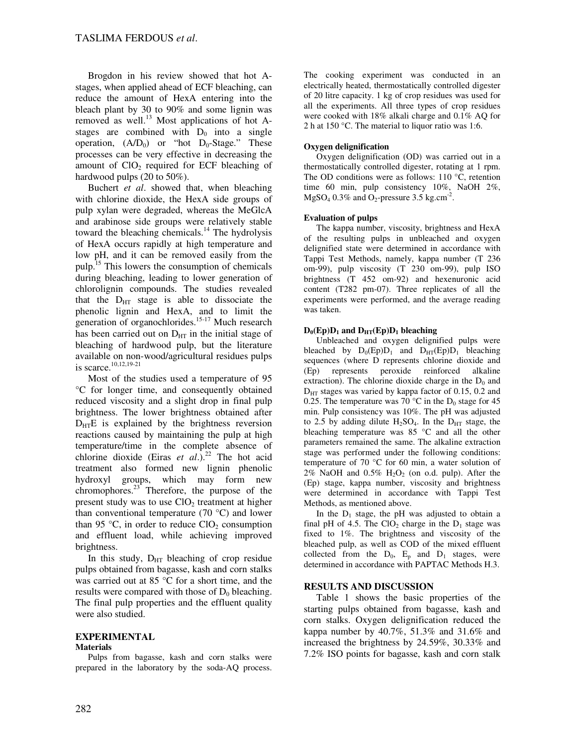Brogdon in his review showed that hot A-stages, when applied ahead of ECF bleaching, can reduce the amount of HexA entering into the bleach plant by 30 to 90% and some lignin was removed as well.[13] Most applications of hot A-stages are combined with $D_0$ into a single operation, $(A/D_0)$ or "hot $D_0$-Stage." These processes can be very effective in decreasing the amount of $ClO_2$ required for ECF bleaching of hardwood pulps (20 to 50%).

Buchert *et al*. showed that, when bleaching with chlorine dioxide, the HexA side groups of pulp xylan were degraded, whereas the MeGlcA and arabinose side groups were relatively stable toward the bleaching chemicals.[14] The hydrolysis of HexA occurs rapidly at high temperature and low pH, and it can be removed easily from the pulp.[15] This lowers the consumption of chemicals during bleaching, leading to lower generation of chlorolignin compounds. The studies revealed that the $D_{HT}$ stage is able to dissociate the phenolic lignin and HexA, and to limit the generation of organochlorides.[15-17] Much research has been carried out on $D_{HT}$ in the initial stage of bleaching of hardwood pulp, but the literature available on non-wood/agricultural residues pulps is scarce.[10,12,19-21]

Most of the studies used a temperature of 95 °C for longer time, and consequently obtained reduced viscosity and a slight drop in final pulp brightness. The lower brightness obtained after $D_{HT}E$ is explained by the brightness reversion reactions caused by maintaining the pulp at high temperature/time in the complete absence of chlorine dioxide (Eiras *et al*.).[22] The hot acid treatment also formed new lignin phenolic hydroxyl groups, which may form new chromophores.[23] Therefore, the purpose of the present study was to use $ClO_2$ treatment at higher than conventional temperature (70 °C) and lower than 95 °C, in order to reduce $ClO_2$ consumption and effluent load, while achieving improved brightness.

In this study, $D_{HT}$ bleaching of crop residue pulps obtained from bagasse, kash and corn stalks was carried out at 85 °C for a short time, and the results were compared with those of $D_0$ bleaching. The final pulp properties and the effluent quality were also studied.

## EXPERIMENTAL

### Materials

Pulps from bagasse, kash and corn stalks were prepared in the laboratory by the soda-AQ process. The cooking experiment was conducted in an electrically heated, thermostatically controlled digester of 20 litre capacity. 1 kg of crop residues was used for all the experiments. All three types of crop residues were cooked with 18% alkali charge and 0.1% AQ for 2 h at 150 °C. The material to liquor ratio was 1:6.

### Oxygen delignification

Oxygen delignification (OD) was carried out in a thermostatically controlled digester, rotating at 1 rpm. The OD conditions were as follows: 110 °C, retention time 60 min, pulp consistency 10%, NaOH 2%, $MgSO_4$ 0.3% and $O_2$-pressure 3.5 kg.cm$^{-2}$.

### Evaluation of pulps

The kappa number, viscosity, brightness and HexA of the resulting pulps in unbleached and oxygen delignified state were determined in accordance with Tappi Test Methods, namely, kappa number (T 236 om-99), pulp viscosity (T 230 om-99), pulp ISO brightness (T 452 om-92) and hexenuronic acid content (T282 pm-07). Three replicates of all the experiments were performed, and the average reading was taken.

### $D_0(Ep)D_1$ and $D_{HT}(Ep)D_1$ bleaching

Unbleached and oxygen delignified pulps were bleached by $D_0(Ep)D_1$ and $D_{HT}(Ep)D_1$ bleaching sequences (where D represents chlorine dioxide and (Ep) represents peroxide reinforced alkaline extraction). The chlorine dioxide charge in the $D_0$ and $D_{HT}$ stages was varied by kappa factor of 0.15, 0.2 and 0.25. The temperature was 70 °C in the $D_0$ stage for 45 min. Pulp consistency was 10%. The pH was adjusted to 2.5 by adding dilute $H_2SO_4$. In the $D_{HT}$ stage, the bleaching temperature was 85 °C and all the other parameters remained the same. The alkaline extraction stage was performed under the following conditions: temperature of 70 °C for 60 min, a water solution of 2% NaOH and 0.5% $H_2O_2$ (on o.d. pulp). After the (Ep) stage, kappa number, viscosity and brightness were determined in accordance with Tappi Test Methods, as mentioned above.

In the $D_1$ stage, the pH was adjusted to obtain a final pH of 4.5. The $ClO_2$ charge in the $D_1$ stage was fixed to 1%. The brightness and viscosity of the bleached pulp, as well as COD of the mixed effluent collected from the $D_0$, $E_p$ and $D_1$ stages, were determined in accordance with PAPTAC Methods H.3.

## RESULTS AND DISCUSSION

Table 1 shows the basic properties of the starting pulps obtained from bagasse, kash and corn stalks. Oxygen delignification reduced the kappa number by 40.7%, 51.3% and 31.6% and increased the brightness by 24.59%, 30.33% and 7.2% ISO points for bagasse, kash and corn stalk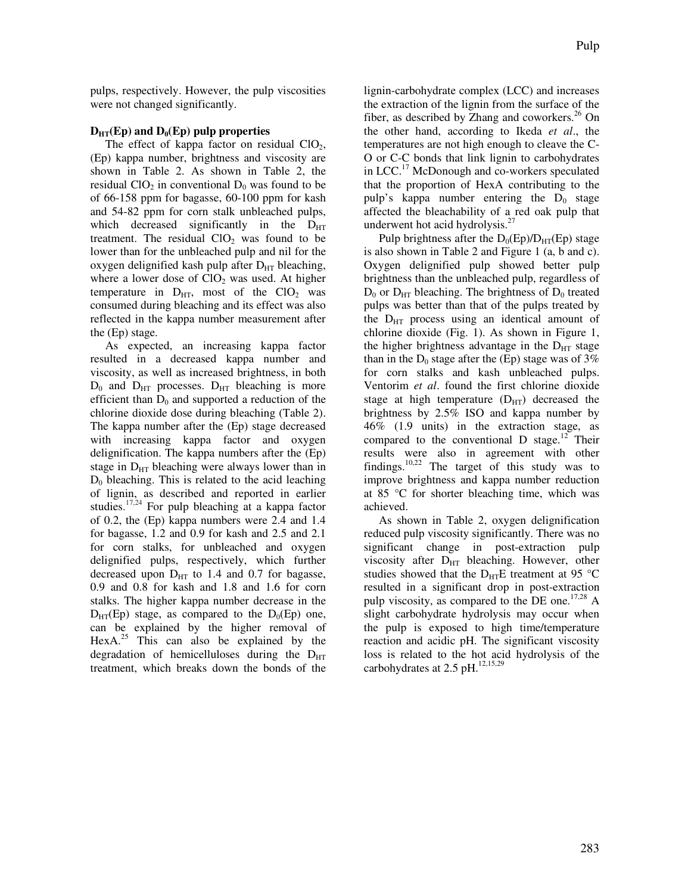pulps, respectively. However, the pulp viscosities were not changed significantly.

### $D_{HT}$(Ep) and $D_0$(Ep) pulp properties

The effect of kappa factor on residual $ClO_2$, (Ep) kappa number, brightness and viscosity are shown in Table 2. As shown in Table 2, the residual $ClO_2$ in conventional $D_0$ was found to be of 66-158 ppm for bagasse, 60-100 ppm for kash and 54-82 ppm for corn stalk unbleached pulps, which decreased significantly in the $D_{HT}$ treatment. The residual $ClO_2$ was found to be lower than for the unbleached pulp and nil for the oxygen delignified kash pulp after $D_{HT}$ bleaching, where a lower dose of $ClO_2$ was used. At higher temperature in $D_{HT}$, most of the $ClO_2$ was consumed during bleaching and its effect was also reflected in the kappa number measurement after the (Ep) stage.

As expected, an increasing kappa factor resulted in a decreased kappa number and viscosity, as well as increased brightness, in both $D_0$ and $D_{HT}$ processes. $D_{HT}$ bleaching is more efficient than $D_0$ and supported a reduction of the chlorine dioxide dose during bleaching (Table 2). The kappa number after the (Ep) stage decreased with increasing kappa factor and oxygen delignification. The kappa numbers after the (Ep) stage in $D_{HT}$ bleaching were always lower than in $D_0$ bleaching. This is related to the acid leaching of lignin, as described and reported in earlier studies.[17,24] For pulp bleaching at a kappa factor of 0.2, the (Ep) kappa numbers were 2.4 and 1.4 for bagasse, 1.2 and 0.9 for kash and 2.5 and 2.1 for corn stalks, for unbleached and oxygen delignified pulps, respectively, which further decreased upon $D_{HT}$ to 1.4 and 0.7 for bagasse, 0.9 and 0.8 for kash and 1.8 and 1.6 for corn stalks. The higher kappa number decrease in the $D_{HT}$(Ep) stage, as compared to the $D_0$(Ep) one, can be explained by the higher removal of HexA.[25] This can also be explained by the degradation of hemicelluloses during the $D_{HT}$ treatment, which breaks down the bonds of the lignin-carbohydrate complex (LCC) and increases the extraction of the lignin from the surface of the fiber, as described by Zhang and coworkers.[26] On the other hand, according to Ikeda *et al*., the temperatures are not high enough to cleave the C-O or C-C bonds that link lignin to carbohydrates in LCC.[17] McDonough and co-workers speculated that the proportion of HexA contributing to the pulp's kappa number entering the $D_0$ stage affected the bleachability of a red oak pulp that underwent hot acid hydrolysis.[27]

Pulp brightness after the $D_0$(Ep)/$D_{HT}$(Ep) stage is also shown in Table 2 and Figure 1 (a, b and c). Oxygen delignified pulp showed better pulp brightness than the unbleached pulp, regardless of $D_0$ or $D_{HT}$ bleaching. The brightness of $D_0$ treated pulps was better than that of the pulps treated by the $D_{HT}$ process using an identical amount of chlorine dioxide (Fig. 1). As shown in Figure 1, the higher brightness advantage in the $D_{HT}$ stage than in the $D_0$ stage after the (Ep) stage was of 3% for corn stalks and kash unbleached pulps. Ventorim *et al*. found the first chlorine dioxide stage at high temperature ($D_{HT}$) decreased the brightness by 2.5% ISO and kappa number by 46% (1.9 units) in the extraction stage, as compared to the conventional D stage.[12] Their results were also in agreement with other findings.[10,22] The target of this study was to improve brightness and kappa number reduction at 85 °C for shorter bleaching time, which was achieved.

As shown in Table 2, oxygen delignification reduced pulp viscosity significantly. There was no significant change in post-extraction pulp viscosity after $D_{HT}$ bleaching. However, other studies showed that the $D_{HT}$E treatment at 95 °C resulted in a significant drop in post-extraction pulp viscosity, as compared to the DE one.[17,28] A slight carbohydrate hydrolysis may occur when the pulp is exposed to high time/temperature reaction and acidic pH. The significant viscosity loss is related to the hot acid hydrolysis of the carbohydrates at 2.5 pH.[12,15,29]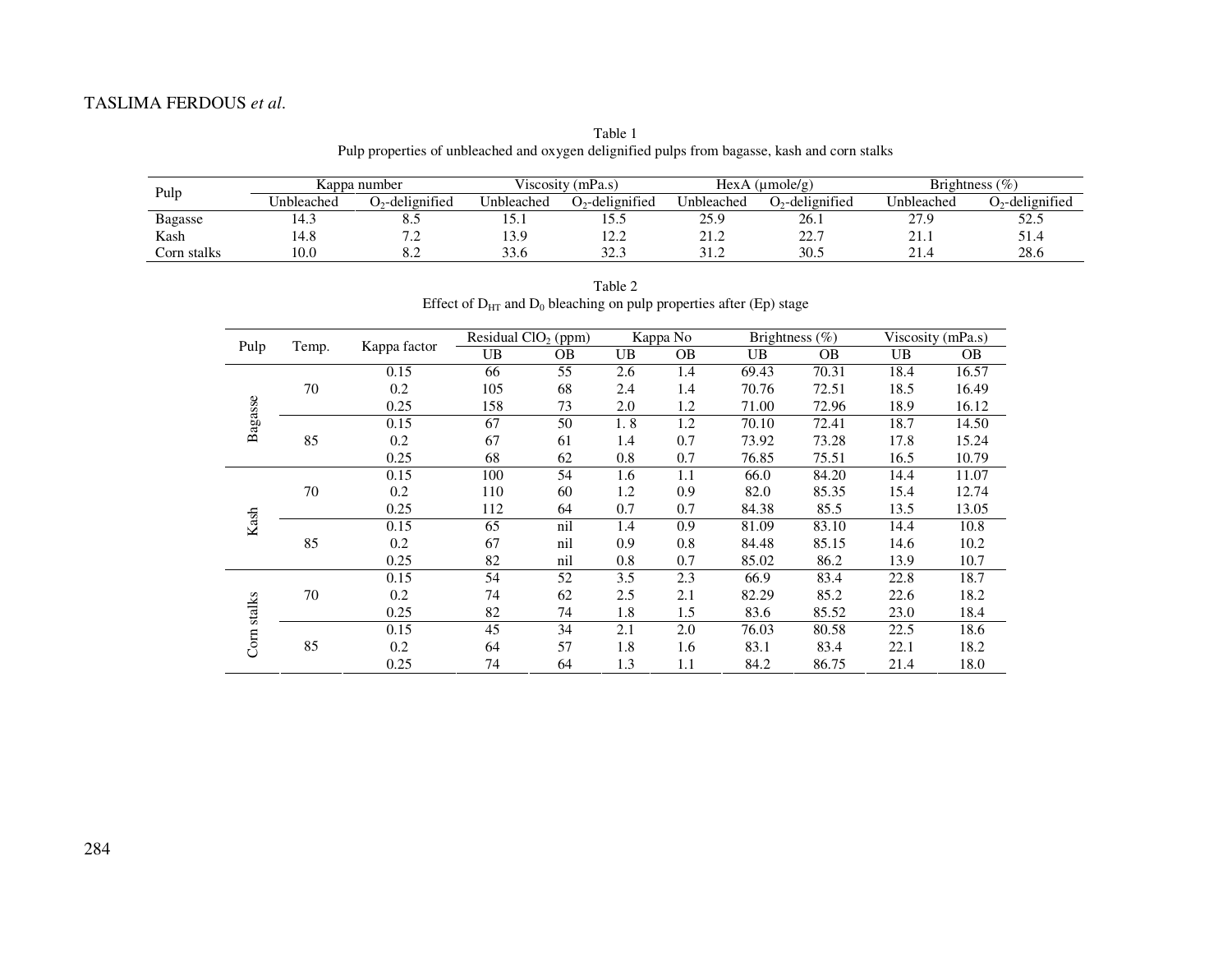Table 1
Pulp properties of unbleached and oxygen delignified pulps from bagasse, kash and corn stalks

| Pulp | Kappa number | | Viscosity (mPa.s) | | HexA (µmole/g) | | Brightness (%) | |
|---|---|---|---|---|---|---|---|---|
| | Unbleached | $O_2$-delignified | Unbleached | $O_2$-delignified | Unbleached | $O_2$-delignified | Unbleached | $O_2$-delignified |
| Bagasse | 14.3 | 8.5 | 15.1 | 15.5 | 25.9 | 26.1 | 27.9 | 52.5 |
| Kash | 14.8 | 7.2 | 13.9 | 12.2 | 21.2 | 22.7 | 21.1 | 51.4 |
| Corn stalks | 10.0 | 8.2 | 33.6 | 32.3 | 31.2 | 30.5 | 21.4 | 28.6 |

Table 2
Effect of $D_{HT}$ and $D_0$ bleaching on pulp properties after (Ep) stage

| Pulp | Temp. | Kappa factor | Residual $ClO_2$ (ppm) | | Kappa No | | Brightness (%) | | Viscosity (mPa.s) | |
|---|---|---|---|---|---|---|---|---|---|---|
| | | | UB | OB | UB | OB | UB | OB | UB | OB |
| Bagasse | 70 | 0.15 | 66 | 55 | 2.6 | 1.4 | 69.43 | 70.31 | 18.4 | 16.57 |
| | | 0.2 | 105 | 68 | 2.4 | 1.4 | 70.76 | 72.51 | 18.5 | 16.49 |
| | | 0.25 | 158 | 73 | 2.0 | 1.2 | 71.00 | 72.96 | 18.9 | 16.12 |
| | 85 | 0.15 | 67 | 50 | 1. 8 | 1.2 | 70.10 | 72.41 | 18.7 | 14.50 |
| | | 0.2 | 67 | 61 | 1.4 | 0.7 | 73.92 | 73.28 | 17.8 | 15.24 |
| | | 0.25 | 68 | 62 | 0.8 | 0.7 | 76.85 | 75.51 | 16.5 | 10.79 |
| Kash | 70 | 0.15 | 100 | 54 | 1.6 | 1.1 | 66.0 | 84.20 | 14.4 | 11.07 |
| | | 0.2 | 110 | 60 | 1.2 | 0.9 | 82.0 | 85.35 | 15.4 | 12.74 |
| | | 0.25 | 112 | 64 | 0.7 | 0.7 | 84.38 | 85.5 | 13.5 | 13.05 |
| | 85 | 0.15 | 65 | nil | 1.4 | 0.9 | 81.09 | 83.10 | 14.4 | 10.8 |
| | | 0.2 | 67 | nil | 0.9 | 0.8 | 84.48 | 85.15 | 14.6 | 10.2 |
| | | 0.25 | 82 | nil | 0.8 | 0.7 | 85.02 | 86.2 | 13.9 | 10.7 |
| Corn stalks | 70 | 0.15 | 54 | 52 | 3.5 | 2.3 | 66.9 | 83.4 | 22.8 | 18.7 |
| | | 0.2 | 74 | 62 | 2.5 | 2.1 | 82.29 | 85.2 | 22.6 | 18.2 |
| | | 0.25 | 82 | 74 | 1.8 | 1.5 | 83.6 | 85.52 | 23.0 | 18.4 |
| | 85 | 0.15 | 45 | 34 | 2.1 | 2.0 | 76.03 | 80.58 | 22.5 | 18.6 |
| | | 0.2 | 64 | 57 | 1.8 | 1.6 | 83.1 | 83.4 | 22.1 | 18.2 |
| | | 0.25 | 74 | 64 | 1.3 | 1.1 | 84.2 | 86.75 | 21.4 | 18.0 |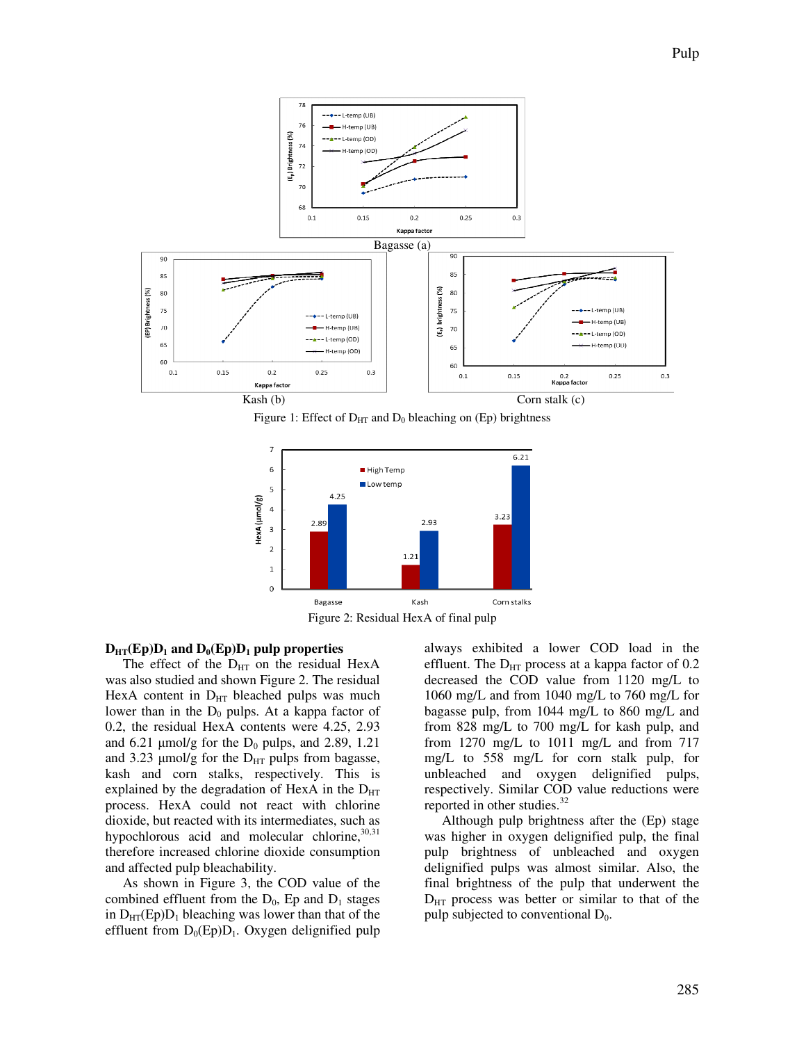Bagasse (a)

Kash (b)

Corn stalk (c)

Figure 1: Effect of $D_{HT}$ and $D_0$ bleaching on (Ep) brightness

Figure 2: Residual HexA of final pulp

### $D_{HT}$(Ep)$D_1$ and $D_0$(Ep)$D_1$ pulp properties

The effect of the $D_{HT}$ on the residual HexA was also studied and shown Figure 2. The residual HexA content in $D_{HT}$ bleached pulps was much lower than in the $D_0$ pulps. At a kappa factor of 0.2, the residual HexA contents were 4.25, 2.93 and 6.21 μmol/g for the $D_0$ pulps, and 2.89, 1.21 and 3.23 μmol/g for the $D_{HT}$ pulps from bagasse, kash and corn stalks, respectively. This is explained by the degradation of HexA in the $D_{HT}$ process. HexA could not react with chlorine dioxide, but reacted with its intermediates, such as hypochlorous acid and molecular chlorine,[30,31] therefore increased chlorine dioxide consumption and affected pulp bleachability.

As shown in Figure 3, the COD value of the combined effluent from the $D_0$, Ep and $D_1$ stages in $D_{HT}$(Ep)$D_1$ bleaching was lower than that of the effluent from $D_0$(Ep)$D_1$. Oxygen delignified pulp always exhibited a lower COD load in the effluent. The $D_{HT}$ process at a kappa factor of 0.2 decreased the COD value from 1120 mg/L to 1060 mg/L and from 1040 mg/L to 760 mg/L for bagasse pulp, from 1044 mg/L to 860 mg/L and from 828 mg/L to 700 mg/L for kash pulp, and from 1270 mg/L to 1011 mg/L and from 717 mg/L to 558 mg/L for corn stalk pulp, for unbleached and oxygen delignified pulps, respectively. Similar COD value reductions were reported in other studies.[32]

Although pulp brightness after the (Ep) stage was higher in oxygen delignified pulp, the final pulp brightness of unbleached and oxygen delignified pulps was almost similar. Also, the final brightness of the pulp that underwent the $D_{HT}$ process was better or similar to that of the pulp subjected to conventional $D_0$.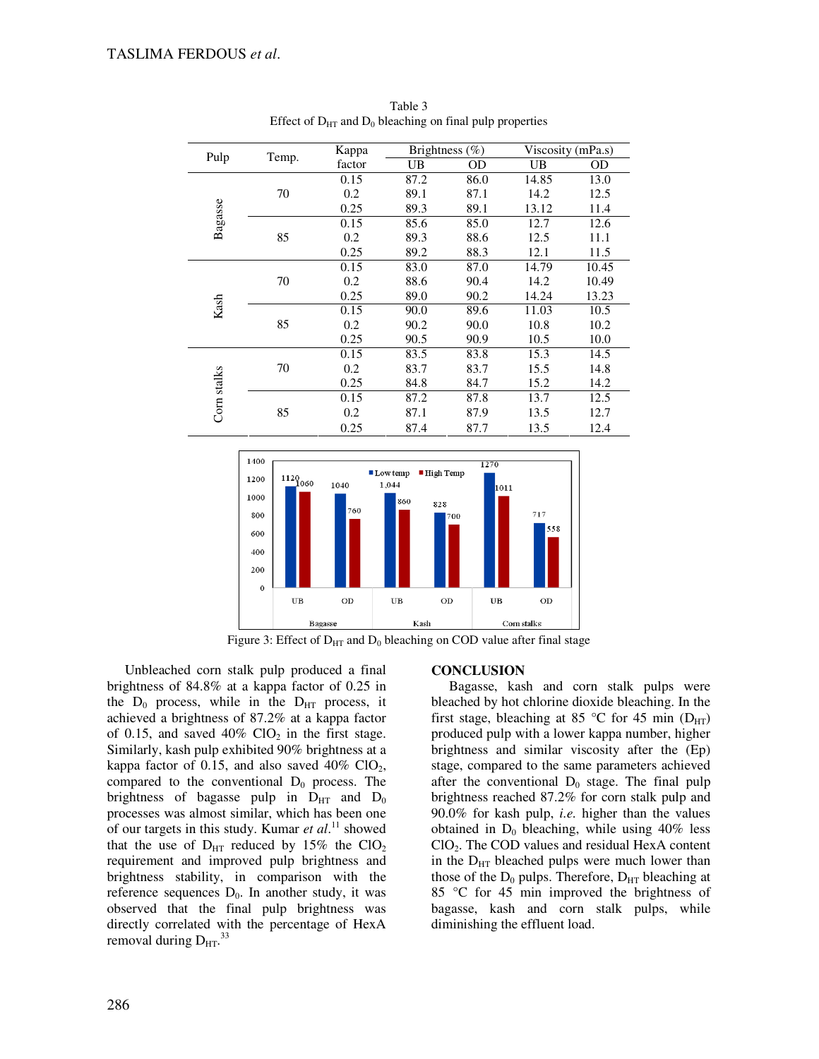Table 3
Effect of $D_{HT}$ and $D_0$ bleaching on final pulp properties

| Pulp | Temp. | Kappa factor | Brightness (%) | | Viscosity (mPa.s) | |
|---|---|---|---|---|---|---|
| | | | UB | OD | UB | OD |
| Bagasse | 70 | 0.15 | 87.2 | 86.0 | 14.85 | 13.0 |
| | | 0.2 | 89.1 | 87.1 | 14.2 | 12.5 |
| | | 0.25 | 89.3 | 89.1 | 13.12 | 11.4 |
| | 85 | 0.15 | 85.6 | 85.0 | 12.7 | 12.6 |
| | | 0.2 | 89.3 | 88.6 | 12.5 | 11.1 |
| | | 0.25 | 89.2 | 88.3 | 12.1 | 11.5 |
| Kash | 70 | 0.15 | 83.0 | 87.0 | 14.79 | 10.45 |
| | | 0.2 | 88.6 | 90.4 | 14.2 | 10.49 |
| | | 0.25 | 89.0 | 90.2 | 14.24 | 13.23 |
| | 85 | 0.15 | 90.0 | 89.6 | 11.03 | 10.5 |
| | | 0.2 | 90.2 | 90.0 | 10.8 | 10.2 |
| | | 0.25 | 90.5 | 90.9 | 10.5 | 10.0 |
| Corn stalks | 70 | 0.15 | 83.5 | 83.8 | 15.3 | 14.5 |
| | | 0.2 | 83.7 | 83.7 | 15.5 | 14.8 |
| | | 0.25 | 84.8 | 84.7 | 15.2 | 14.2 |
| | 85 | 0.15 | 87.2 | 87.8 | 13.7 | 12.5 |
| | | 0.2 | 87.1 | 87.9 | 13.5 | 12.7 |
| | | 0.25 | 87.4 | 87.7 | 13.5 | 12.4 |

Figure 3: Effect of $D_{HT}$ and $D_0$ bleaching on COD value after final stage

Unbleached corn stalk pulp produced a final brightness of 84.8% at a kappa factor of 0.25 in the $D_0$ process, while in the $D_{HT}$ process, it achieved a brightness of 87.2% at a kappa factor of 0.15, and saved 40% $ClO_2$ in the first stage. Similarly, kash pulp exhibited 90% brightness at a kappa factor of 0.15, and also saved 40% $ClO_2$, compared to the conventional $D_0$ process. The brightness of bagasse pulp in $D_{HT}$ and $D_0$ processes was almost similar, which has been one of our targets in this study. Kumar *et al.*[11] showed that the use of $D_{HT}$ reduced by 15% the $ClO_2$ requirement and improved pulp brightness and brightness stability, in comparison with the reference sequences $D_0$. In another study, it was observed that the final pulp brightness was directly correlated with the percentage of HexA removal during $D_{HT}$.[33]

## CONCLUSION

Bagasse, kash and corn stalk pulps were bleached by hot chlorine dioxide bleaching. In the first stage, bleaching at 85 °C for 45 min ($D_{HT}$) produced pulp with a lower kappa number, higher brightness and similar viscosity after the (Ep) stage, compared to the same parameters achieved after the conventional $D_0$ stage. The final pulp brightness reached 87.2% for corn stalk pulp and 90.0% for kash pulp, *i.e.* higher than the values obtained in $D_0$ bleaching, while using 40% less $ClO_2$. The COD values and residual HexA content in the $D_{HT}$ bleached pulps were much lower than those of the $D_0$ pulps. Therefore, $D_{HT}$ bleaching at 85 °C for 45 min improved the brightness of bagasse, kash and corn stalk pulps, while diminishing the effluent load.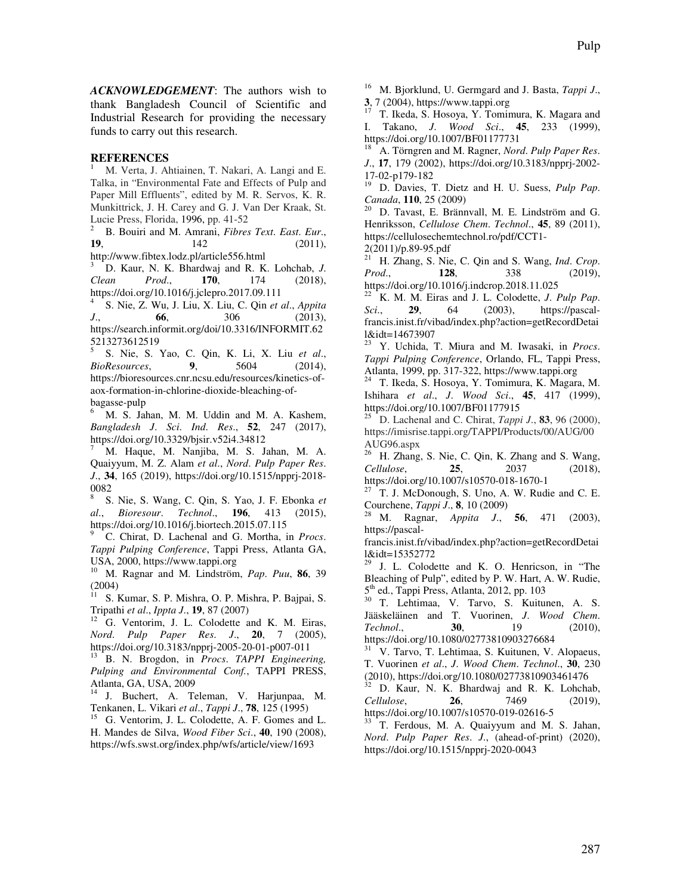***ACKNOWLEDGEMENT***: The authors wish to thank Bangladesh Council of Scientific and Industrial Research for providing the necessary funds to carry out this research.

## REFERENCES

[1] M. Verta, J. Ahtiainen, T. Nakari, A. Langi and E. Talka, in "Environmental Fate and Effects of Pulp and Paper Mill Effluents", edited by M. R. Servos, K. R. Munkittrick, J. H. Carey and G. J. Van Der Kraak, St. Lucie Press, Florida, 1996, pp. 41-52

[2] B. Bouiri and M. Amrani, *Fibres Text. East. Eur.*, **19**, 142 (2011), http://www.fibtex.lodz.pl/article556.html

[3] D. Kaur, N. K. Bhardwaj and R. K. Lohchab, *J. Clean Prod.*, **170**, 174 (2018), https://doi.org/10.1016/j.jclepro.2017.09.111

[4] S. Nie, Z. Wu, J. Liu, X. Liu, C. Qin *et al.*, *Appita J.*, **66**, 306 (2013), https://search.informit.org/doi/10.3316/INFORMIT.625213273612519

[5] S. Nie, S. Yao, C. Qin, K. Li, X. Liu *et al.*, *BioResources*, **9**, 5604 (2014), https://bioresources.cnr.ncsu.edu/resources/kinetics-of-aox-formation-in-chlorine-dioxide-bleaching-of-bagasse-pulp

[6] M. S. Jahan, M. M. Uddin and M. A. Kashem, *Bangladesh J. Sci. Ind. Res.*, **52**, 247 (2017), https://doi.org/10.3329/bjsir.v52i4.34812

[7] M. Haque, M. Nanjiba, M. S. Jahan, M. A. Quaiyyum, M. Z. Alam *et al.*, *Nord. Pulp Paper Res. J.*, **34**, 165 (2019), https://doi.org/10.1515/npprj-2018-0082

[8] S. Nie, S. Wang, C. Qin, S. Yao, J. F. Ebonka *et al.*, *Bioresour. Technol.*, **196**, 413 (2015), https://doi.org/10.1016/j.biortech.2015.07.115

[9] C. Chirat, D. Lachenal and G. Mortha, in *Procs. Tappi Pulping Conference*, Tappi Press, Atlanta GA, USA, 2000, https://www.tappi.org

[10] M. Ragnar and M. Lindström, *Pap. Puu*, **86**, 39 (2004)

[11] S. Kumar, S. P. Mishra, O. P. Mishra, P. Bajpai, S. Tripathi *et al.*, *Ippta J.*, **19**, 87 (2007)

[12] G. Ventorim, J. L. Colodette and K. M. Eiras, *Nord. Pulp Paper Res. J.*, **20**, 7 (2005), https://doi.org/10.3183/npprj-2005-20-01-p007-011

[13] B. N. Brogdon, in *Procs. TAPPI Engineering, Pulping and Environmental Conf.*, TAPPI PRESS, Atlanta, GA, USA, 2009

[14] J. Buchert, A. Teleman, V. Harjunpaa, M. Tenkanen, L. Vikari *et al.*, *Tappi J.*, **78**, 125 (1995)

[15] G. Ventorim, J. L. Colodette, A. F. Gomes and L. H. Mandes de Silva, *Wood Fiber Sci.*, **40**, 190 (2008), https://wfs.swst.org/index.php/wfs/article/view/1693

[16] M. Bjorklund, U. Germgard and J. Basta, *Tappi J.*, **3**, 7 (2004), https://www.tappi.org

[17] T. Ikeda, S. Hosoya, Y. Tomimura, K. Magara and I. Takano, *J. Wood Sci.*, **45**, 233 (1999), https://doi.org/10.1007/BF01177731

[18] A. Törngren and M. Ragner, *Nord. Pulp Paper Res. J.*, **17**, 179 (2002), https://doi.org/10.3183/npprj-2002-17-02-p179-182

[19] D. Davies, T. Dietz and H. U. Suess, *Pulp Pap. Canada*, **110**, 25 (2009)

[20] D. Tavast, E. Brännvall, M. E. Lindström and G. Henriksson, *Cellulose Chem. Technol.*, **45**, 89 (2011), https://cellulosechemtechnol.ro/pdf/CCT1-2(2011)/p.89-95.pdf

[21] H. Zhang, S. Nie, C. Qin and S. Wang, *Ind. Crop. Prod.*, **128**, 338 (2019), https://doi.org/10.1016/j.indcrop.2018.11.025

[22] K. M. M. Eiras and J. L. Colodette, *J. Pulp Pap. Sci.*, **29**, 64 (2003), https://pascal-francis.inist.fr/vibad/index.php?action=getRecordDetail&idt=14673907

[23] Y. Uchida, T. Miura and M. Iwasaki, in *Procs. Tappi Pulping Conference*, Orlando, FL, Tappi Press, Atlanta, 1999, pp. 317-322, https://www.tappi.org

[24] T. Ikeda, S. Hosoya, Y. Tomimura, K. Magara, M. Ishihara *et al.*, *J. Wood Sci.*, **45**, 417 (1999), https://doi.org/10.1007/BF01177915

[25] D. Lachenal and C. Chirat, *Tappi J.*, **83**, 96 (2000), https://imisrise.tappi.org/TAPPI/Products/00/AUG/00AUG96.aspx

[26] H. Zhang, S. Nie, C. Qin, K. Zhang and S. Wang, *Cellulose*, **25**, 2037 (2018), https://doi.org/10.1007/s10570-018-1670-1

[27] T. J. McDonough, S. Uno, A. W. Rudie and C. E. Courchene, *Tappi J.*, **8**, 10 (2009)

[28] M. Ragnar, *Appita J.*, **56**, 471 (2003), https://pascal-francis.inist.fr/vibad/index.php?action=getRecordDetail&idt=15352772

[29] J. L. Colodette and K. O. Henricson, in "The Bleaching of Pulp", edited by P. W. Hart, A. W. Rudie, 5th ed., Tappi Press, Atlanta, 2012, pp. 103

[30] T. Lehtimaa, V. Tarvo, S. Kuitunen, A. S. Jääskeläinen and T. Vuorinen, *J. Wood Chem. Technol.*, **30**, 19 (2010), https://doi.org/10.1080/02773810903276684

[31] V. Tarvo, T. Lehtimaa, S. Kuitunen, V. Alopaeus, T. Vuorinen *et al.*, *J. Wood Chem. Technol.*, **30**, 230 (2010), https://doi.org/10.1080/02773810903461476

[32] D. Kaur, N. K. Bhardwaj and R. K. Lohchab, *Cellulose*, **26**, 7469 (2019), https://doi.org/10.1007/s10570-019-02616-5

[33] T. Ferdous, M. A. Quaiyyum and M. S. Jahan, *Nord. Pulp Paper Res. J.*, (ahead-of-print) (2020), https://doi.org/10.1515/npprj-2020-0043